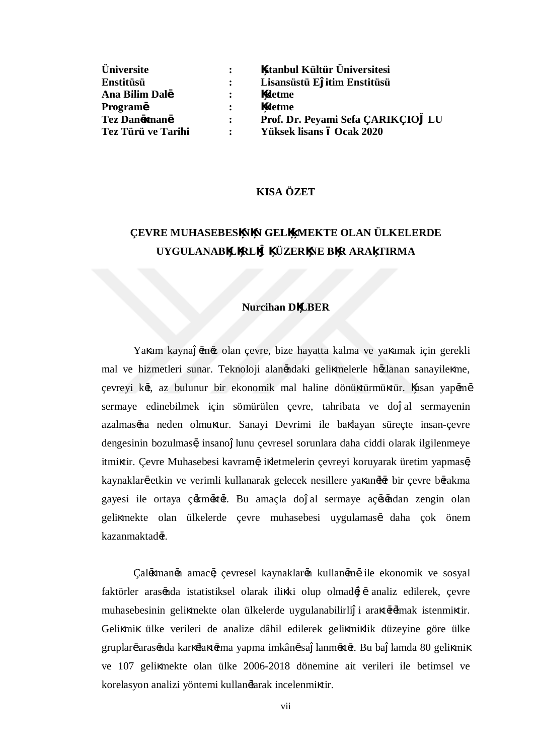| | | |
|---|---|---|
| **Üniversite** | **:** | **İstanbul Kültür Üniversitesi** |
| **Enstitüsü** | **:** | **Lisansüstü Eğitim Enstitüsü** |
| **Ana Bilim Dalı** | **:** | **İşletme** |
| **Programı** | **:** | **İşletme** |
| **Tez Danışmanı** | **:** | **Prof. Dr. Peyami Sefa ÇARIKÇIOĞLU** |
| **Tez Türü ve Tarihi** | **:** | **Yüksek lisans – Ocak 2020** |

# KISA ÖZET

## ÇEVRE MUHASEBESİNİN GELİŞMEKTE OLAN ÜLKELERDE UYGULANABİLİRLİĞİ ÜZERİNE BİR ARAŞTIRMA

**Nurcihan DİLBER**

Yaşam kaynağımız olan çevre, bize hayatta kalma ve yaşamak için gerekli mal ve hizmetleri sunar. Teknoloji alanındaki gelişmelerle hızlanan sanayileşme, çevreyi kıt, az bulunur bir ekonomik mal haline dönüştürmüştür. İnsan yapımı sermaye edinebilmek için sömürülen çevre, tahribata ve doğal sermayenin azalmasına neden olmuştur. Sanayi Devrimi ile başlayan süreçte insan-çevre dengesinin bozulması, insanoğlunu çevresel sorunlara daha ciddi olarak ilgilenmeye itmiştir. Çevre Muhasebesi kavramı, işletmelerin çevreyi koruyarak üretim yapması, kaynakları etkin ve verimli kullanarak gelecek nesillere yaşanılır bir çevre bırakma gayesi ile ortaya çıkmıştır. Bu amaçla doğal sermaye açısından zengin olan gelişmekte olan ülkelerde çevre muhasebesi uygulaması daha çok önem kazanmaktadır.

Çalışmanın amacı, çevresel kaynakların kullanımı ile ekonomik ve sosyal faktörler arasında istatistiksel olarak ilişki olup olmadığı analiz edilerek, çevre muhasebesinin gelişmekte olan ülkelerde uygulanabilirliği araştırılmak istenmiştir. Gelişmiş ülke verileri de analize dâhil edilerek gelişmişlik düzeyine göre ülke grupları arasında karşılaştırma yapma imkânı sağlanmıştır. Bu bağlamda 80 gelişmiş ve 107 gelişmekte olan ülke 2006-2018 dönemine ait verileri ile betimsel ve korelasyon analizi yöntemi kullanılarak incelenmiştir.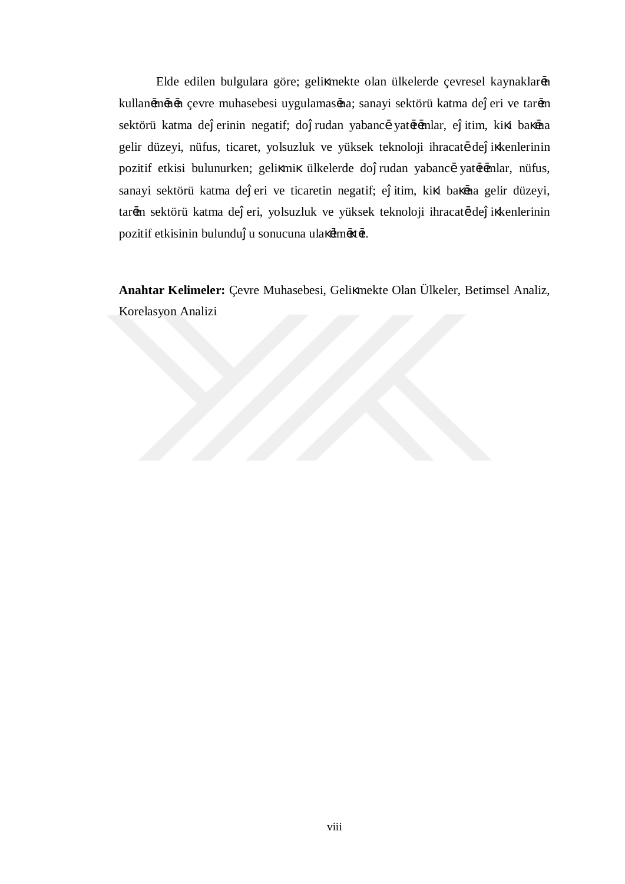Elde edilen bulgulara göre; gelişmekte olan ülkelerde çevresel kaynakların kullanımının çevre muhasebesi uygulamasına; sanayi sektörü katma değeri ve tarım sektörü katma değerinin negatif; doğrudan yabancı yatırımlar, eğitim, kişi başına gelir düzeyi, nüfus, ticaret, yolsuzluk ve yüksek teknoloji ihracatı değişkenlerinin pozitif etkisi bulunurken; gelişmiş ülkelerde doğrudan yabancı yatırımlar, nüfus, sanayi sektörü katma değeri ve ticaretin negatif; eğitim, kişi başına gelir düzeyi, tarım sektörü katma değeri, yolsuzluk ve yüksek teknoloji ihracatı değişkenlerinin pozitif etkisinin bulunduğu sonucuna ulaşılmıştır.

**Anahtar Kelimeler:** Çevre Muhasebesi, Gelişmekte Olan Ülkeler, Betimsel Analiz, Korelasyon Analizi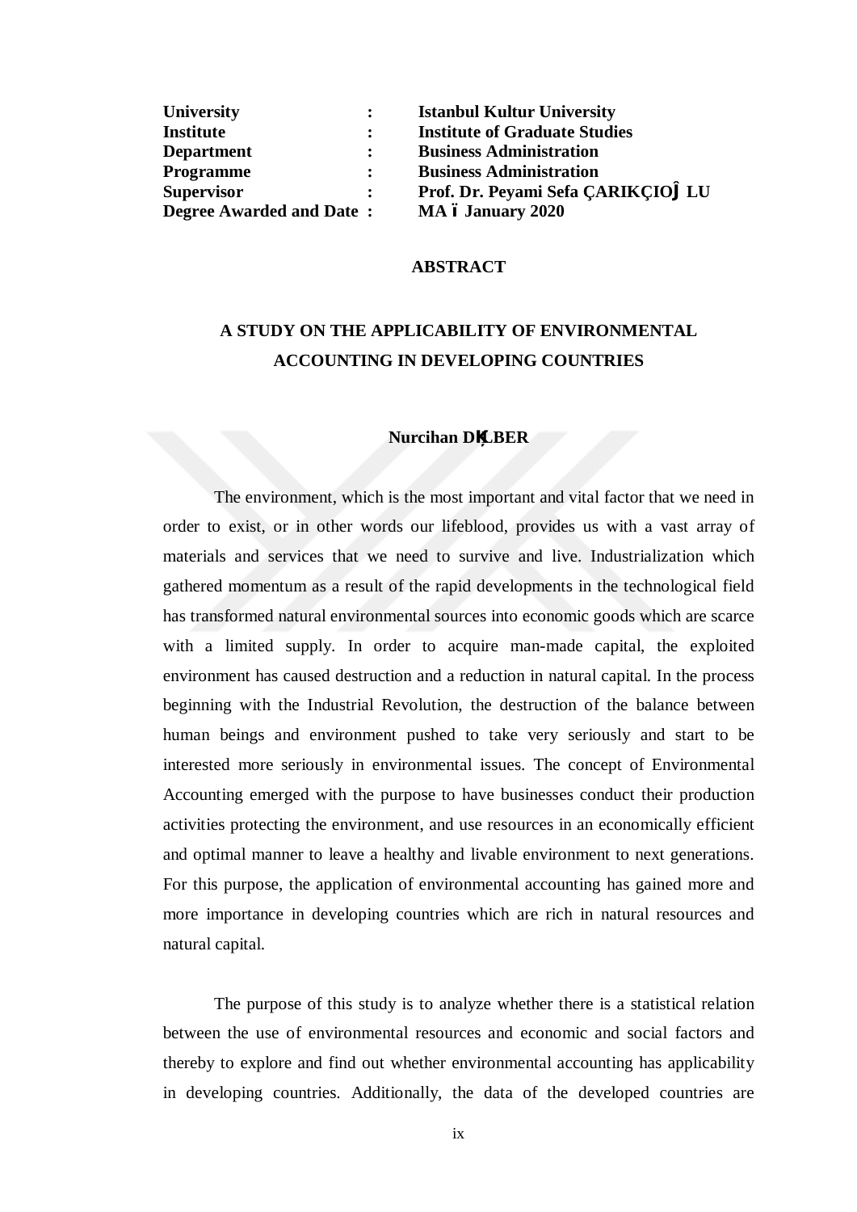| | | |
|---|---|---|
| **University** | **:** | **Istanbul Kultur University** |
| **Institute** | **:** | **Institute of Graduate Studies** |
| **Department** | **:** | **Business Administration** |
| **Programme** | **:** | **Business Administration** |
| **Supervisor** | **:** | **Prof. Dr. Peyami Sefa ÇARIKÇIOĞLU** |
| **Degree Awarded and Date** | **:** | **MA – January 2020** |

## ABSTRACT

# A STUDY ON THE APPLICABILITY OF ENVIRONMENTAL ACCOUNTING IN DEVELOPING COUNTRIES

**Nurcihan DİLBER**

The environment, which is the most important and vital factor that we need in order to exist, or in other words our lifeblood, provides us with a vast array of materials and services that we need to survive and live. Industrialization which gathered momentum as a result of the rapid developments in the technological field has transformed natural environmental sources into economic goods which are scarce with a limited supply. In order to acquire man-made capital, the exploited environment has caused destruction and a reduction in natural capital. In the process beginning with the Industrial Revolution, the destruction of the balance between human beings and environment pushed to take very seriously and start to be interested more seriously in environmental issues. The concept of Environmental Accounting emerged with the purpose to have businesses conduct their production activities protecting the environment, and use resources in an economically efficient and optimal manner to leave a healthy and livable environment to next generations. For this purpose, the application of environmental accounting has gained more and more importance in developing countries which are rich in natural resources and natural capital.

The purpose of this study is to analyze whether there is a statistical relation between the use of environmental resources and economic and social factors and thereby to explore and find out whether environmental accounting has applicability in developing countries. Additionally, the data of the developed countries are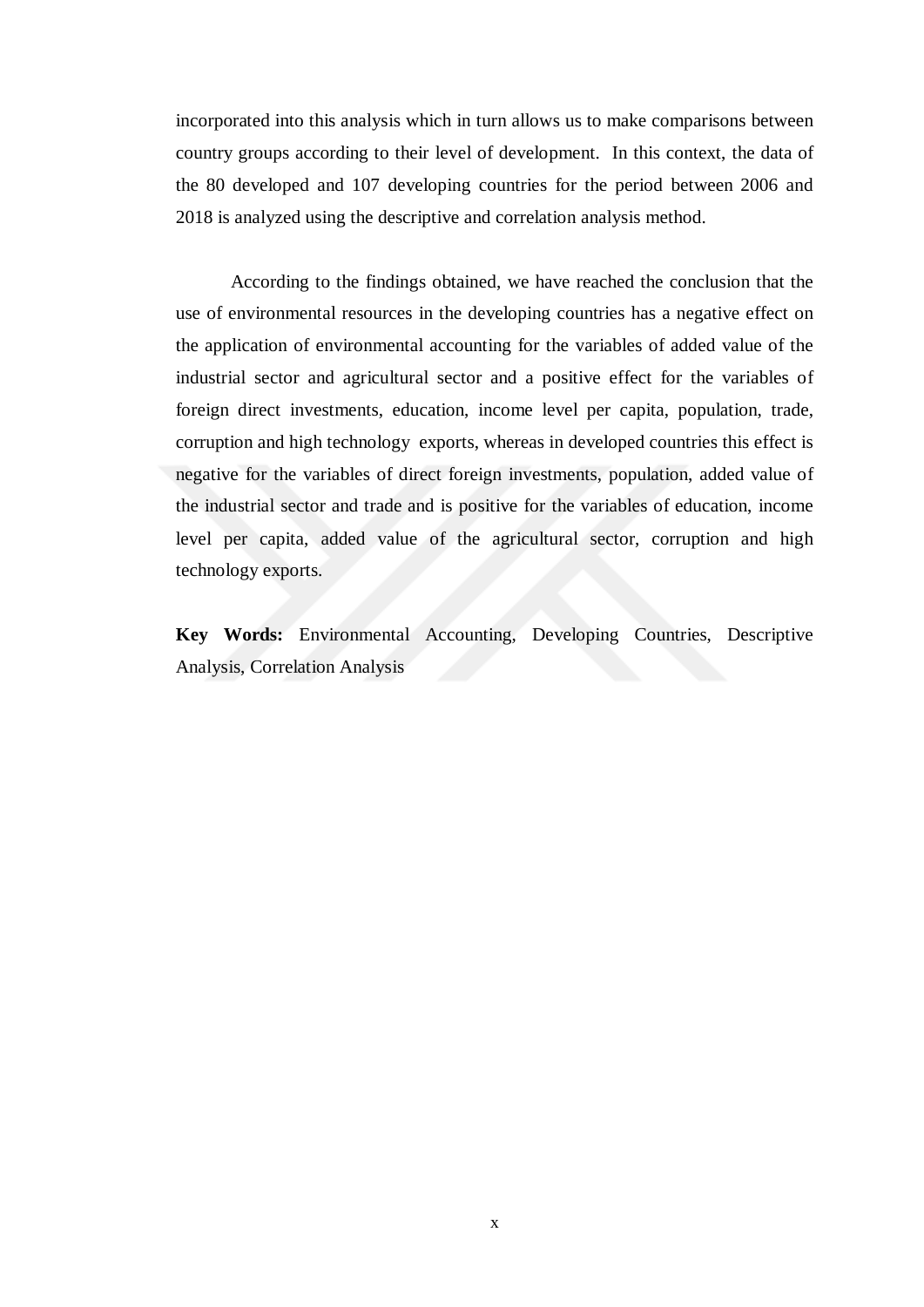incorporated into this analysis which in turn allows us to make comparisons between country groups according to their level of development. In this context, the data of the 80 developed and 107 developing countries for the period between 2006 and 2018 is analyzed using the descriptive and correlation analysis method.

According to the findings obtained, we have reached the conclusion that the use of environmental resources in the developing countries has a negative effect on the application of environmental accounting for the variables of added value of the industrial sector and agricultural sector and a positive effect for the variables of foreign direct investments, education, income level per capita, population, trade, corruption and high technology exports, whereas in developed countries this effect is negative for the variables of direct foreign investments, population, added value of the industrial sector and trade and is positive for the variables of education, income level per capita, added value of the agricultural sector, corruption and high technology exports.

**Key Words:** Environmental Accounting, Developing Countries, Descriptive Analysis, Correlation Analysis